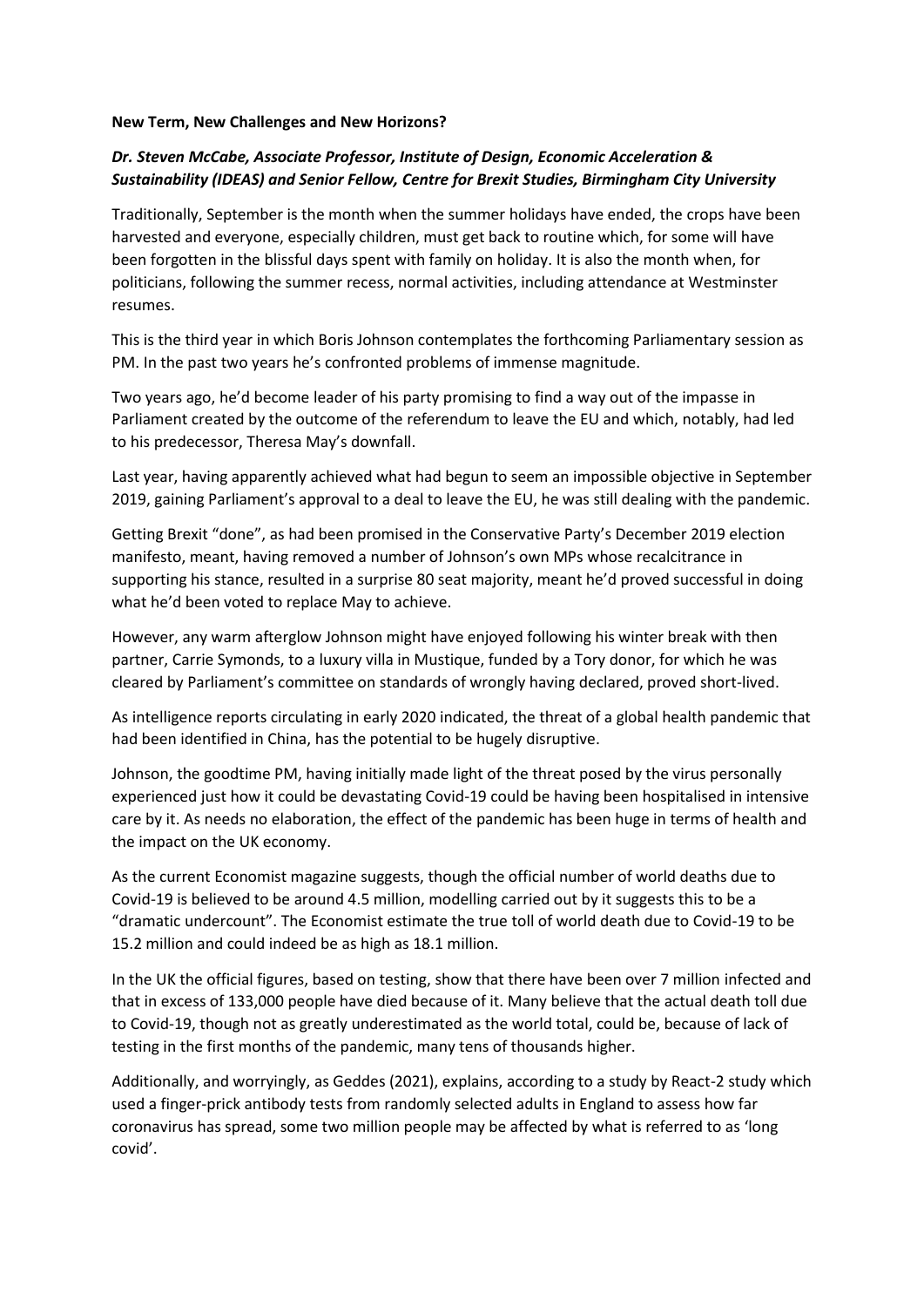**New Term, New Challenges and New Horizons?**

***Dr. Steven McCabe, Associate Professor, Institute of Design, Economic Acceleration & Sustainability (IDEAS) and Senior Fellow, Centre for Brexit Studies, Birmingham City University***

Traditionally, September is the month when the summer holidays have ended, the crops have been harvested and everyone, especially children, must get back to routine which, for some will have been forgotten in the blissful days spent with family on holiday. It is also the month when, for politicians, following the summer recess, normal activities, including attendance at Westminster resumes.

This is the third year in which Boris Johnson contemplates the forthcoming Parliamentary session as PM. In the past two years he's confronted problems of immense magnitude.

Two years ago, he'd become leader of his party promising to find a way out of the impasse in Parliament created by the outcome of the referendum to leave the EU and which, notably, had led to his predecessor, Theresa May's downfall.

Last year, having apparently achieved what had begun to seem an impossible objective in September 2019, gaining Parliament's approval to a deal to leave the EU, he was still dealing with the pandemic.

Getting Brexit "done", as had been promised in the Conservative Party's December 2019 election manifesto, meant, having removed a number of Johnson's own MPs whose recalcitrance in supporting his stance, resulted in a surprise 80 seat majority, meant he'd proved successful in doing what he'd been voted to replace May to achieve.

However, any warm afterglow Johnson might have enjoyed following his winter break with then partner, Carrie Symonds, to a luxury villa in Mustique, funded by a Tory donor, for which he was cleared by Parliament's committee on standards of wrongly having declared, proved short-lived.

As intelligence reports circulating in early 2020 indicated, the threat of a global health pandemic that had been identified in China, has the potential to be hugely disruptive.

Johnson, the goodtime PM, having initially made light of the threat posed by the virus personally experienced just how it could be devastating Covid-19 could be having been hospitalised in intensive care by it. As needs no elaboration, the effect of the pandemic has been huge in terms of health and the impact on the UK economy.

As the current Economist magazine suggests, though the official number of world deaths due to Covid-19 is believed to be around 4.5 million, modelling carried out by it suggests this to be a "dramatic undercount". The Economist estimate the true toll of world death due to Covid-19 to be 15.2 million and could indeed be as high as 18.1 million.

In the UK the official figures, based on testing, show that there have been over 7 million infected and that in excess of 133,000 people have died because of it. Many believe that the actual death toll due to Covid-19, though not as greatly underestimated as the world total, could be, because of lack of testing in the first months of the pandemic, many tens of thousands higher.

Additionally, and worryingly, as Geddes (2021), explains, according to a study by React-2 study which used a finger-prick antibody tests from randomly selected adults in England to assess how far coronavirus has spread, some two million people may be affected by what is referred to as 'long covid'.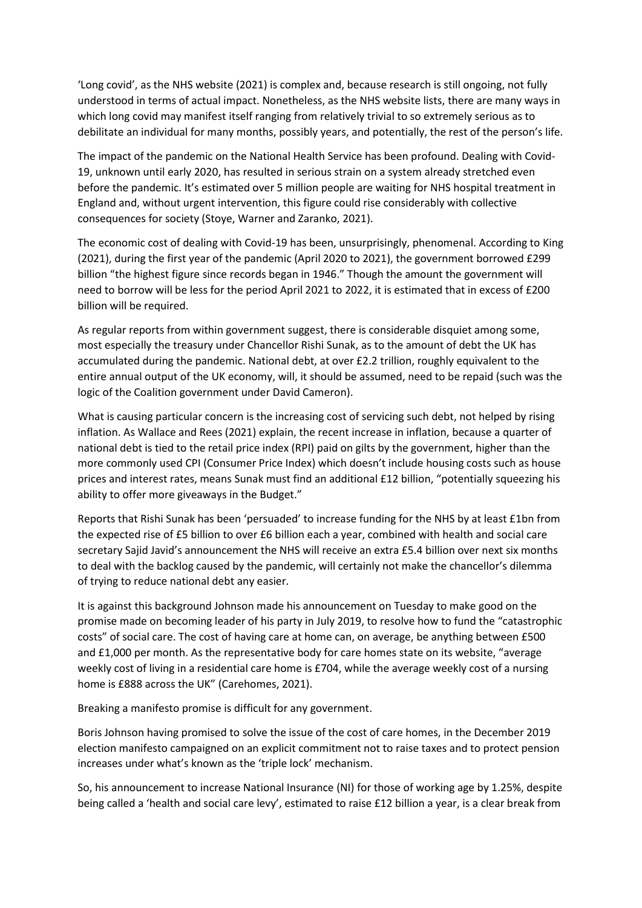'Long covid', as the NHS website (2021) is complex and, because research is still ongoing, not fully understood in terms of actual impact. Nonetheless, as the NHS website lists, there are many ways in which long covid may manifest itself ranging from relatively trivial to so extremely serious as to debilitate an individual for many months, possibly years, and potentially, the rest of the person's life.

The impact of the pandemic on the National Health Service has been profound. Dealing with Covid-19, unknown until early 2020, has resulted in serious strain on a system already stretched even before the pandemic. It's estimated over 5 million people are waiting for NHS hospital treatment in England and, without urgent intervention, this figure could rise considerably with collective consequences for society (Stoye, Warner and Zaranko, 2021).

The economic cost of dealing with Covid-19 has been, unsurprisingly, phenomenal. According to King (2021), during the first year of the pandemic (April 2020 to 2021), the government borrowed £299 billion "the highest figure since records began in 1946." Though the amount the government will need to borrow will be less for the period April 2021 to 2022, it is estimated that in excess of £200 billion will be required.

As regular reports from within government suggest, there is considerable disquiet among some, most especially the treasury under Chancellor Rishi Sunak, as to the amount of debt the UK has accumulated during the pandemic. National debt, at over £2.2 trillion, roughly equivalent to the entire annual output of the UK economy, will, it should be assumed, need to be repaid (such was the logic of the Coalition government under David Cameron).

What is causing particular concern is the increasing cost of servicing such debt, not helped by rising inflation. As Wallace and Rees (2021) explain, the recent increase in inflation, because a quarter of national debt is tied to the retail price index (RPI) paid on gilts by the government, higher than the more commonly used CPI (Consumer Price Index) which doesn't include housing costs such as house prices and interest rates, means Sunak must find an additional £12 billion, "potentially squeezing his ability to offer more giveaways in the Budget."

Reports that Rishi Sunak has been 'persuaded' to increase funding for the NHS by at least £1bn from the expected rise of £5 billion to over £6 billion each a year, combined with health and social care secretary Sajid Javid's announcement the NHS will receive an extra £5.4 billion over next six months to deal with the backlog caused by the pandemic, will certainly not make the chancellor's dilemma of trying to reduce national debt any easier.

It is against this background Johnson made his announcement on Tuesday to make good on the promise made on becoming leader of his party in July 2019, to resolve how to fund the "catastrophic costs" of social care. The cost of having care at home can, on average, be anything between £500 and £1,000 per month. As the representative body for care homes state on its website, "average weekly cost of living in a residential care home is £704, while the average weekly cost of a nursing home is £888 across the UK" (Carehomes, 2021).

Breaking a manifesto promise is difficult for any government.

Boris Johnson having promised to solve the issue of the cost of care homes, in the December 2019 election manifesto campaigned on an explicit commitment not to raise taxes and to protect pension increases under what's known as the 'triple lock' mechanism.

So, his announcement to increase National Insurance (NI) for those of working age by 1.25%, despite being called a 'health and social care levy', estimated to raise £12 billion a year, is a clear break from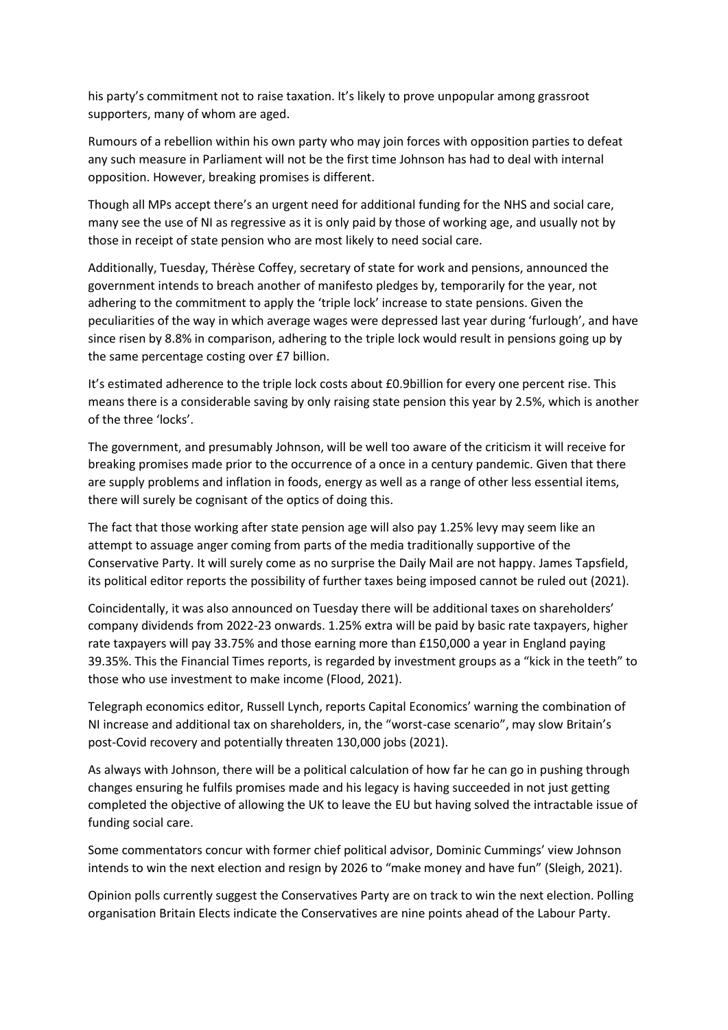his party's commitment not to raise taxation. It's likely to prove unpopular among grassroot supporters, many of whom are aged.

Rumours of a rebellion within his own party who may join forces with opposition parties to defeat any such measure in Parliament will not be the first time Johnson has had to deal with internal opposition. However, breaking promises is different.

Though all MPs accept there's an urgent need for additional funding for the NHS and social care, many see the use of NI as regressive as it is only paid by those of working age, and usually not by those in receipt of state pension who are most likely to need social care.

Additionally, Tuesday, Thérèse Coffey, secretary of state for work and pensions, announced the government intends to breach another of manifesto pledges by, temporarily for the year, not adhering to the commitment to apply the 'triple lock' increase to state pensions. Given the peculiarities of the way in which average wages were depressed last year during 'furlough', and have since risen by 8.8% in comparison, adhering to the triple lock would result in pensions going up by the same percentage costing over £7 billion.

It's estimated adherence to the triple lock costs about £0.9billion for every one percent rise. This means there is a considerable saving by only raising state pension this year by 2.5%, which is another of the three 'locks'.

The government, and presumably Johnson, will be well too aware of the criticism it will receive for breaking promises made prior to the occurrence of a once in a century pandemic. Given that there are supply problems and inflation in foods, energy as well as a range of other less essential items, there will surely be cognisant of the optics of doing this.

The fact that those working after state pension age will also pay 1.25% levy may seem like an attempt to assuage anger coming from parts of the media traditionally supportive of the Conservative Party. It will surely come as no surprise the Daily Mail are not happy. James Tapsfield, its political editor reports the possibility of further taxes being imposed cannot be ruled out (2021).

Coincidentally, it was also announced on Tuesday there will be additional taxes on shareholders' company dividends from 2022-23 onwards. 1.25% extra will be paid by basic rate taxpayers, higher rate taxpayers will pay 33.75% and those earning more than £150,000 a year in England paying 39.35%. This the Financial Times reports, is regarded by investment groups as a "kick in the teeth" to those who use investment to make income (Flood, 2021).

Telegraph economics editor, Russell Lynch, reports Capital Economics' warning the combination of NI increase and additional tax on shareholders, in, the "worst-case scenario", may slow Britain's post-Covid recovery and potentially threaten 130,000 jobs (2021).

As always with Johnson, there will be a political calculation of how far he can go in pushing through changes ensuring he fulfils promises made and his legacy is having succeeded in not just getting completed the objective of allowing the UK to leave the EU but having solved the intractable issue of funding social care.

Some commentators concur with former chief political advisor, Dominic Cummings' view Johnson intends to win the next election and resign by 2026 to "make money and have fun" (Sleigh, 2021).

Opinion polls currently suggest the Conservatives Party are on track to win the next election. Polling organisation Britain Elects indicate the Conservatives are nine points ahead of the Labour Party.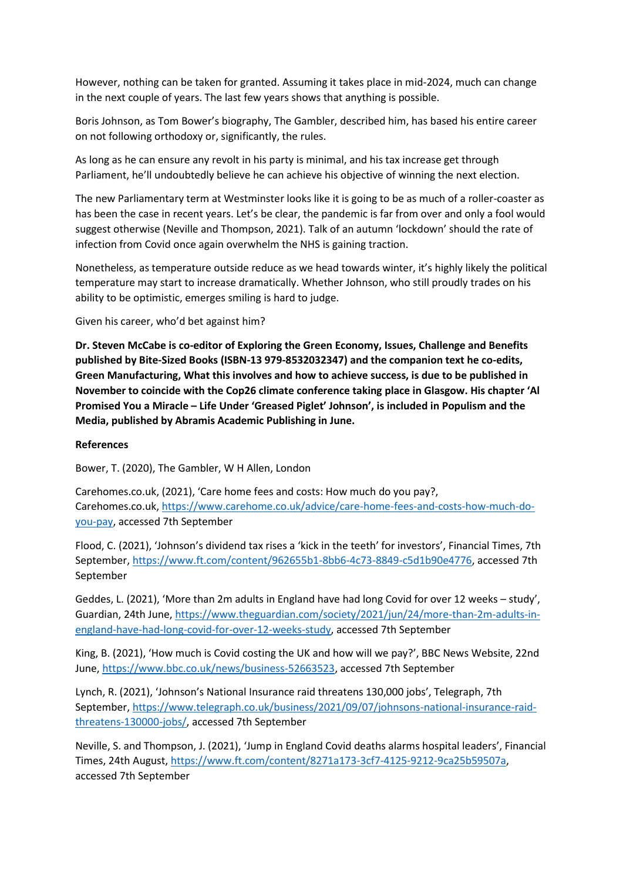However, nothing can be taken for granted. Assuming it takes place in mid-2024, much can change in the next couple of years. The last few years shows that anything is possible.

Boris Johnson, as Tom Bower's biography, The Gambler, described him, has based his entire career on not following orthodoxy or, significantly, the rules.

As long as he can ensure any revolt in his party is minimal, and his tax increase get through Parliament, he'll undoubtedly believe he can achieve his objective of winning the next election.

The new Parliamentary term at Westminster looks like it is going to be as much of a roller-coaster as has been the case in recent years. Let's be clear, the pandemic is far from over and only a fool would suggest otherwise (Neville and Thompson, 2021). Talk of an autumn 'lockdown' should the rate of infection from Covid once again overwhelm the NHS is gaining traction.

Nonetheless, as temperature outside reduce as we head towards winter, it's highly likely the political temperature may start to increase dramatically. Whether Johnson, who still proudly trades on his ability to be optimistic, emerges smiling is hard to judge.

Given his career, who'd bet against him?

**Dr. Steven McCabe is co-editor of Exploring the Green Economy, Issues, Challenge and Benefits published by Bite-Sized Books (ISBN-13 979-8532032347) and the companion text he co-edits, Green Manufacturing, What this involves and how to achieve success, is due to be published in November to coincide with the Cop26 climate conference taking place in Glasgow. His chapter 'Al Promised You a Miracle – Life Under 'Greased Piglet' Johnson', is included in Populism and the Media, published by Abramis Academic Publishing in June.**

**References**

Bower, T. (2020), The Gambler, W H Allen, London

Carehomes.co.uk, (2021), 'Care home fees and costs: How much do you pay?, Carehomes.co.uk, https://www.carehome.co.uk/advice/care-home-fees-and-costs-how-much-do-you-pay, accessed 7th September

Flood, C. (2021), 'Johnson's dividend tax rises a 'kick in the teeth' for investors', Financial Times, 7th September, https://www.ft.com/content/962655b1-8bb6-4c73-8849-c5d1b90e4776, accessed 7th September

Geddes, L. (2021), 'More than 2m adults in England have had long Covid for over 12 weeks – study', Guardian, 24th June, https://www.theguardian.com/society/2021/jun/24/more-than-2m-adults-in-england-have-had-long-covid-for-over-12-weeks-study, accessed 7th September

King, B. (2021), 'How much is Covid costing the UK and how will we pay?', BBC News Website, 22nd June, https://www.bbc.co.uk/news/business-52663523, accessed 7th September

Lynch, R. (2021), 'Johnson's National Insurance raid threatens 130,000 jobs', Telegraph, 7th September, https://www.telegraph.co.uk/business/2021/09/07/johnsons-national-insurance-raid-threatens-130000-jobs/, accessed 7th September

Neville, S. and Thompson, J. (2021), 'Jump in England Covid deaths alarms hospital leaders', Financial Times, 24th August, https://www.ft.com/content/8271a173-3cf7-4125-9212-9ca25b59507a, accessed 7th September